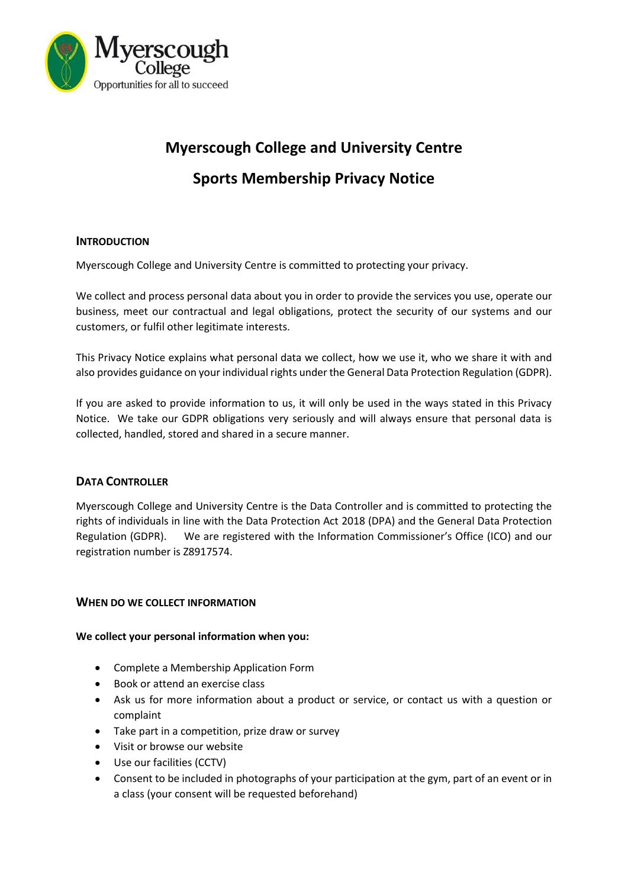# Myerscough College and University Centre

# Sports Membership Privacy Notice

## INTRODUCTION

Myerscough College and University Centre is committed to protecting your privacy.

We collect and process personal data about you in order to provide the services you use, operate our business, meet our contractual and legal obligations, protect the security of our systems and our customers, or fulfil other legitimate interests.

This Privacy Notice explains what personal data we collect, how we use it, who we share it with and also provides guidance on your individual rights under the General Data Protection Regulation (GDPR).

If you are asked to provide information to us, it will only be used in the ways stated in this Privacy Notice. We take our GDPR obligations very seriously and will always ensure that personal data is collected, handled, stored and shared in a secure manner.

## DATA CONTROLLER

Myerscough College and University Centre is the Data Controller and is committed to protecting the rights of individuals in line with the Data Protection Act 2018 (DPA) and the General Data Protection Regulation (GDPR). We are registered with the Information Commissioner's Office (ICO) and our registration number is Z8917574.

## WHEN DO WE COLLECT INFORMATION

**We collect your personal information when you:**

- Complete a Membership Application Form
- Book or attend an exercise class
- Ask us for more information about a product or service, or contact us with a question or complaint
- Take part in a competition, prize draw or survey
- Visit or browse our website
- Use our facilities (CCTV)
- Consent to be included in photographs of your participation at the gym, part of an event or in a class (your consent will be requested beforehand)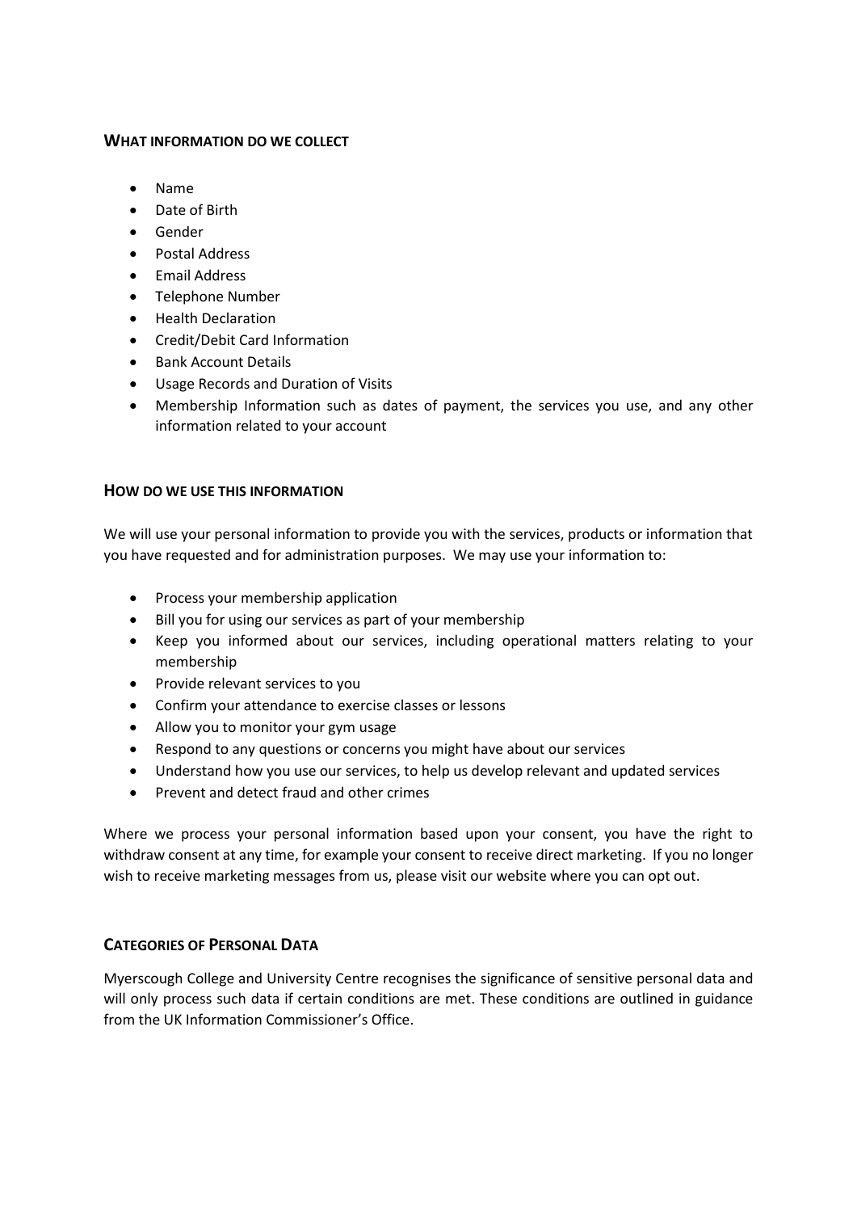## WHAT INFORMATION DO WE COLLECT

- Name
- Date of Birth
- Gender
- Postal Address
- Email Address
- Telephone Number
- Health Declaration
- Credit/Debit Card Information
- Bank Account Details
- Usage Records and Duration of Visits
- Membership Information such as dates of payment, the services you use, and any other information related to your account

## HOW DO WE USE THIS INFORMATION

We will use your personal information to provide you with the services, products or information that you have requested and for administration purposes. We may use your information to:

- Process your membership application
- Bill you for using our services as part of your membership
- Keep you informed about our services, including operational matters relating to your membership
- Provide relevant services to you
- Confirm your attendance to exercise classes or lessons
- Allow you to monitor your gym usage
- Respond to any questions or concerns you might have about our services
- Understand how you use our services, to help us develop relevant and updated services
- Prevent and detect fraud and other crimes

Where we process your personal information based upon your consent, you have the right to withdraw consent at any time, for example your consent to receive direct marketing. If you no longer wish to receive marketing messages from us, please visit our website where you can opt out.

## CATEGORIES OF PERSONAL DATA

Myerscough College and University Centre recognises the significance of sensitive personal data and will only process such data if certain conditions are met. These conditions are outlined in guidance from the UK Information Commissioner's Office.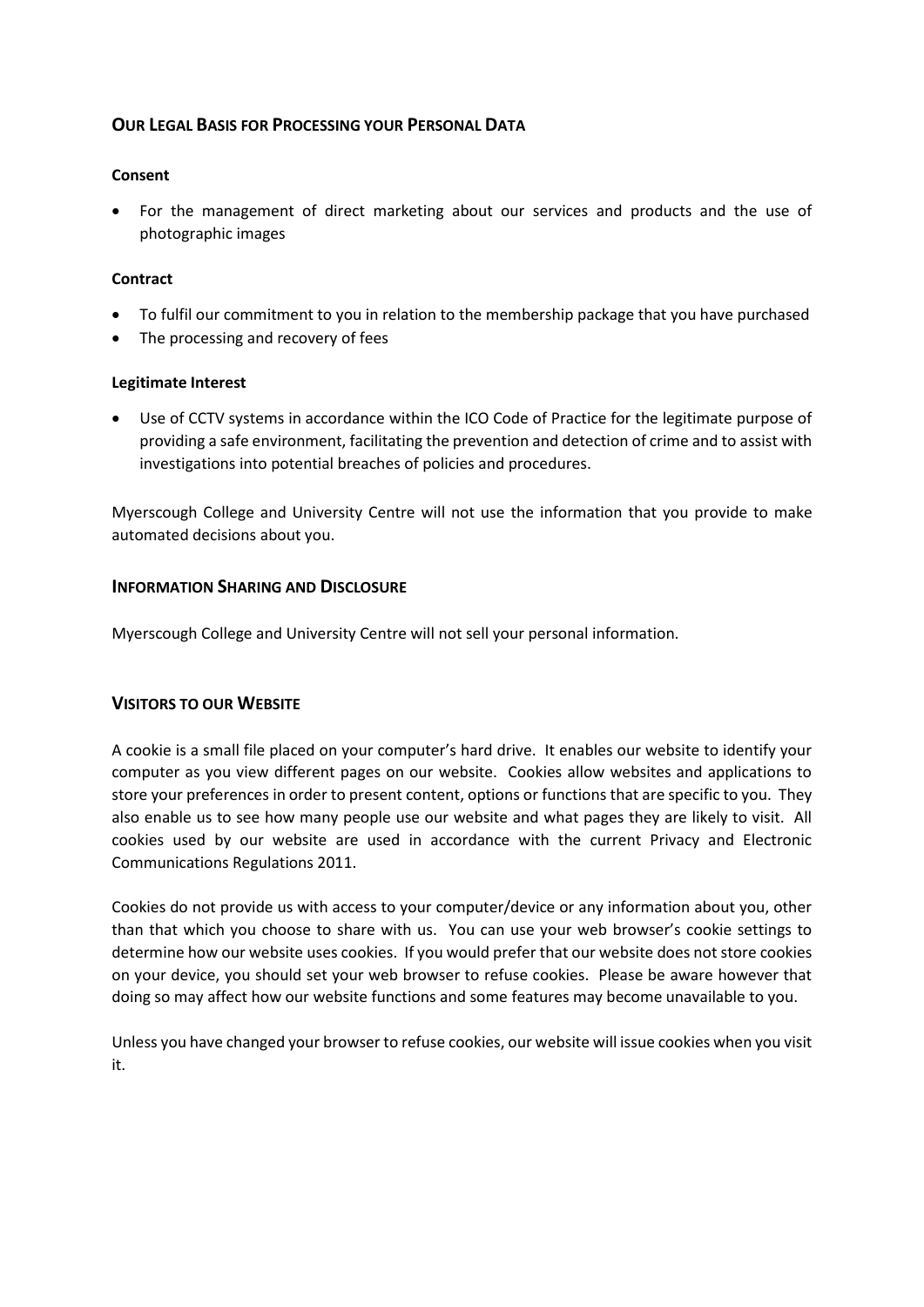## OUR LEGAL BASIS FOR PROCESSING YOUR PERSONAL DATA

**Consent**

- For the management of direct marketing about our services and products and the use of photographic images

**Contract**

- To fulfil our commitment to you in relation to the membership package that you have purchased
- The processing and recovery of fees

**Legitimate Interest**

- Use of CCTV systems in accordance within the ICO Code of Practice for the legitimate purpose of providing a safe environment, facilitating the prevention and detection of crime and to assist with investigations into potential breaches of policies and procedures.

Myerscough College and University Centre will not use the information that you provide to make automated decisions about you.

## INFORMATION SHARING AND DISCLOSURE

Myerscough College and University Centre will not sell your personal information.

## VISITORS TO OUR WEBSITE

A cookie is a small file placed on your computer's hard drive. It enables our website to identify your computer as you view different pages on our website. Cookies allow websites and applications to store your preferences in order to present content, options or functions that are specific to you. They also enable us to see how many people use our website and what pages they are likely to visit. All cookies used by our website are used in accordance with the current Privacy and Electronic Communications Regulations 2011.

Cookies do not provide us with access to your computer/device or any information about you, other than that which you choose to share with us. You can use your web browser's cookie settings to determine how our website uses cookies. If you would prefer that our website does not store cookies on your device, you should set your web browser to refuse cookies. Please be aware however that doing so may affect how our website functions and some features may become unavailable to you.

Unless you have changed your browser to refuse cookies, our website will issue cookies when you visit it.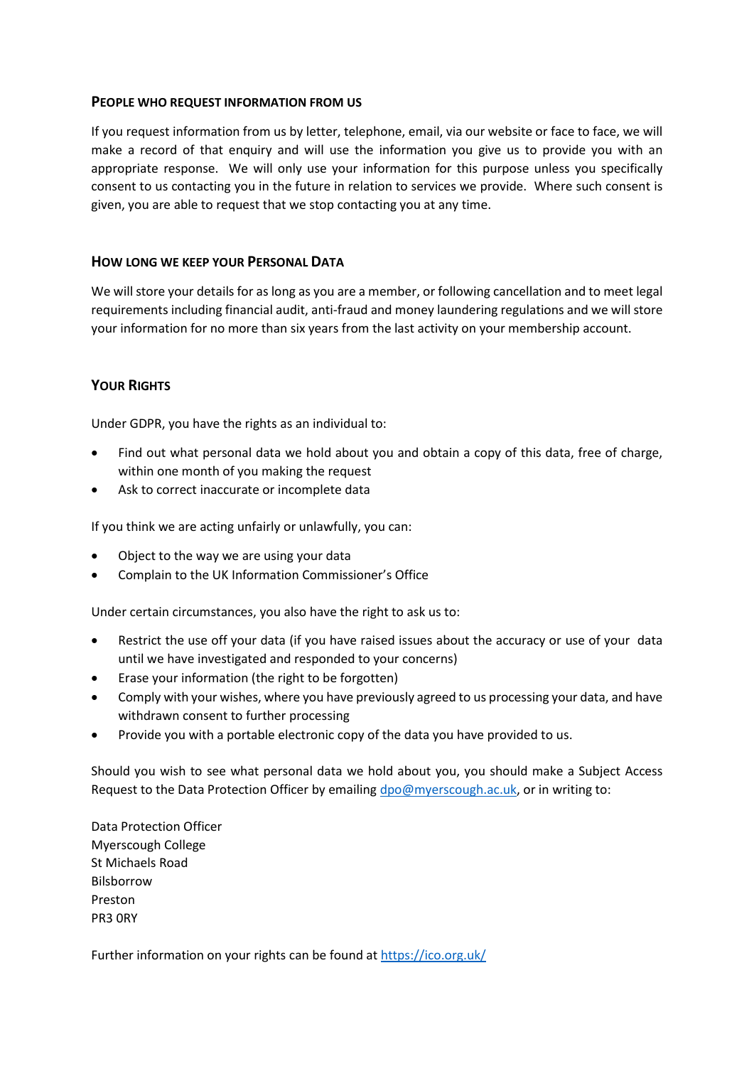## People who request information from us

If you request information from us by letter, telephone, email, via our website or face to face, we will make a record of that enquiry and will use the information you give us to provide you with an appropriate response. We will only use your information for this purpose unless you specifically consent to us contacting you in the future in relation to services we provide. Where such consent is given, you are able to request that we stop contacting you at any time.

## How long we keep your Personal Data

We will store your details for as long as you are a member, or following cancellation and to meet legal requirements including financial audit, anti-fraud and money laundering regulations and we will store your information for no more than six years from the last activity on your membership account.

## Your Rights

Under GDPR, you have the rights as an individual to:

- Find out what personal data we hold about you and obtain a copy of this data, free of charge, within one month of you making the request
- Ask to correct inaccurate or incomplete data

If you think we are acting unfairly or unlawfully, you can:

- Object to the way we are using your data
- Complain to the UK Information Commissioner's Office

Under certain circumstances, you also have the right to ask us to:

- Restrict the use off your data (if you have raised issues about the accuracy or use of your data until we have investigated and responded to your concerns)
- Erase your information (the right to be forgotten)
- Comply with your wishes, where you have previously agreed to us processing your data, and have withdrawn consent to further processing
- Provide you with a portable electronic copy of the data you have provided to us.

Should you wish to see what personal data we hold about you, you should make a Subject Access Request to the Data Protection Officer by emailing dpo@myerscough.ac.uk, or in writing to:

Data Protection Officer  
Myerscough College  
St Michaels Road  
Bilsborrow  
Preston  
PR3 0RY

Further information on your rights can be found at https://ico.org.uk/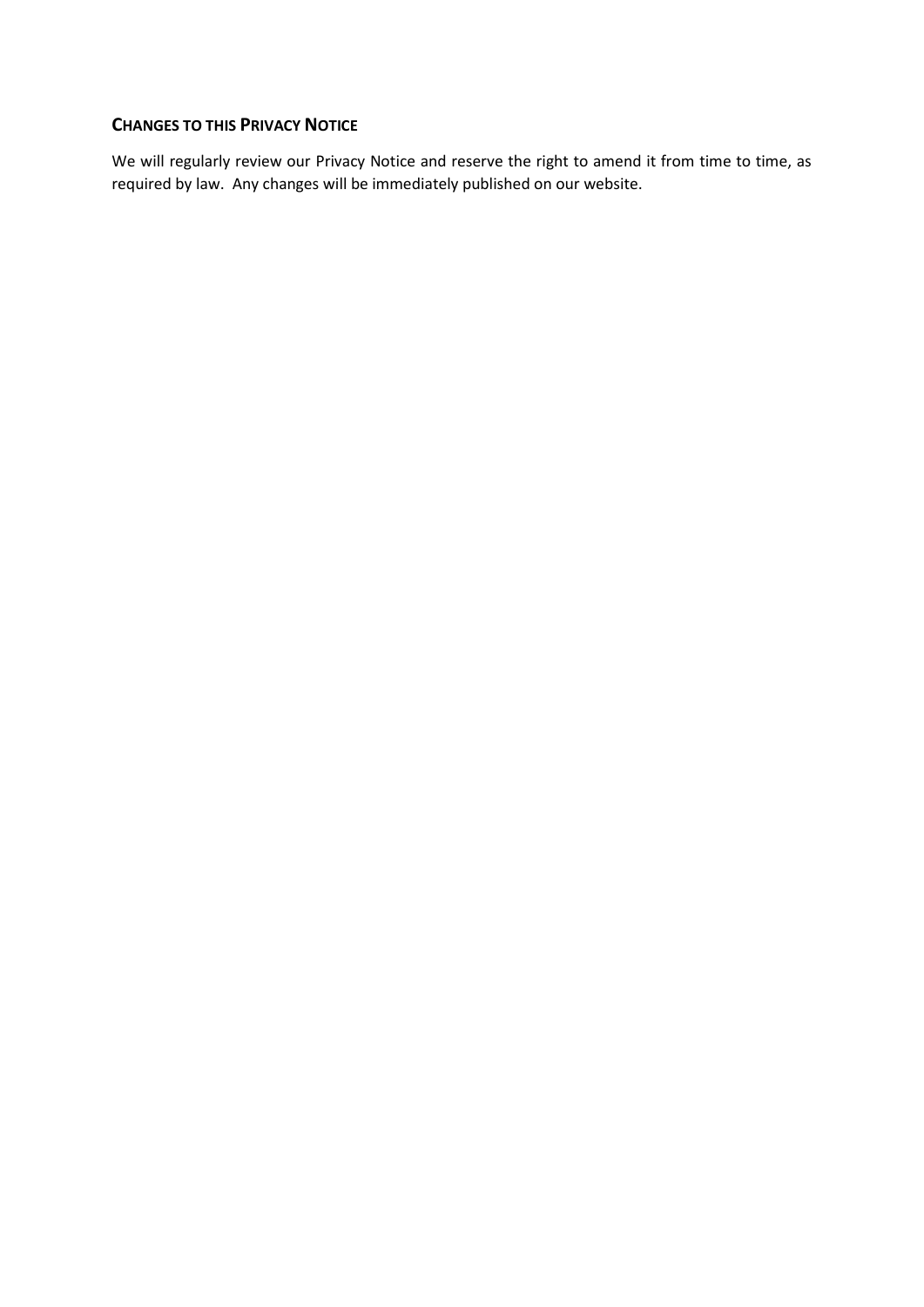## CHANGES TO THIS PRIVACY NOTICE

We will regularly review our Privacy Notice and reserve the right to amend it from time to time, as required by law. Any changes will be immediately published on our website.